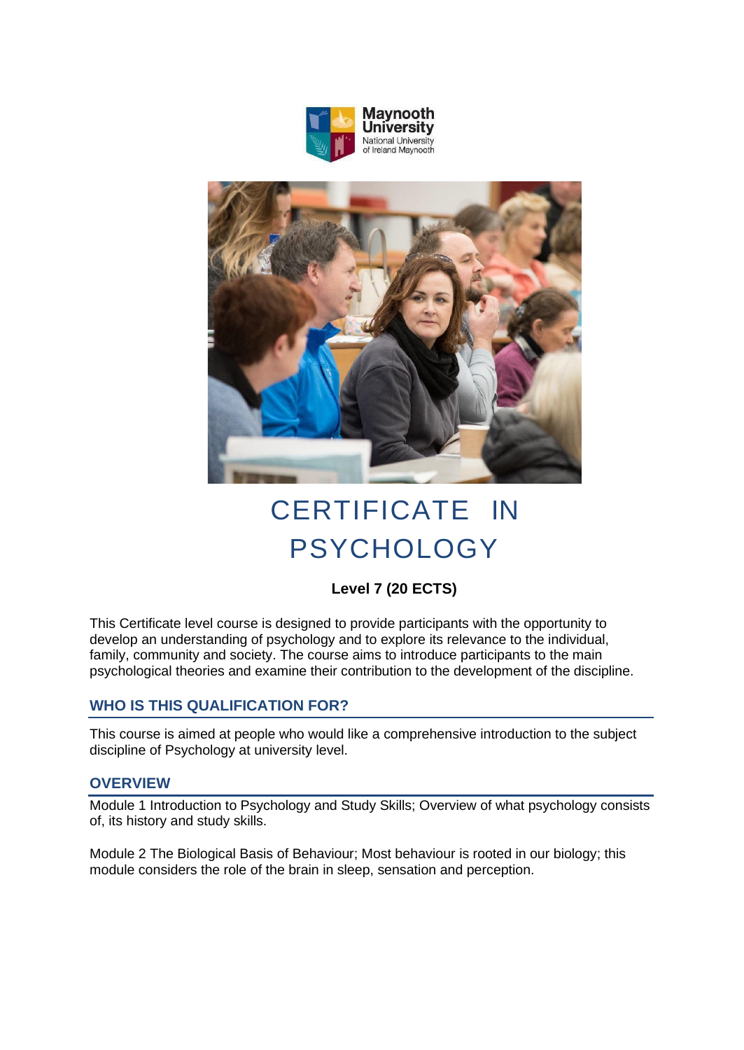# CERTIFICATE IN PSYCHOLOGY

**Level 7 (20 ECTS)**

This Certificate level course is designed to provide participants with the opportunity to develop an understanding of psychology and to explore its relevance to the individual, family, community and society. The course aims to introduce participants to the main psychological theories and examine their contribution to the development of the discipline.

## WHO IS THIS QUALIFICATION FOR?

This course is aimed at people who would like a comprehensive introduction to the subject discipline of Psychology at university level.

## OVERVIEW

Module 1 Introduction to Psychology and Study Skills; Overview of what psychology consists of, its history and study skills.

Module 2 The Biological Basis of Behaviour; Most behaviour is rooted in our biology; this module considers the role of the brain in sleep, sensation and perception.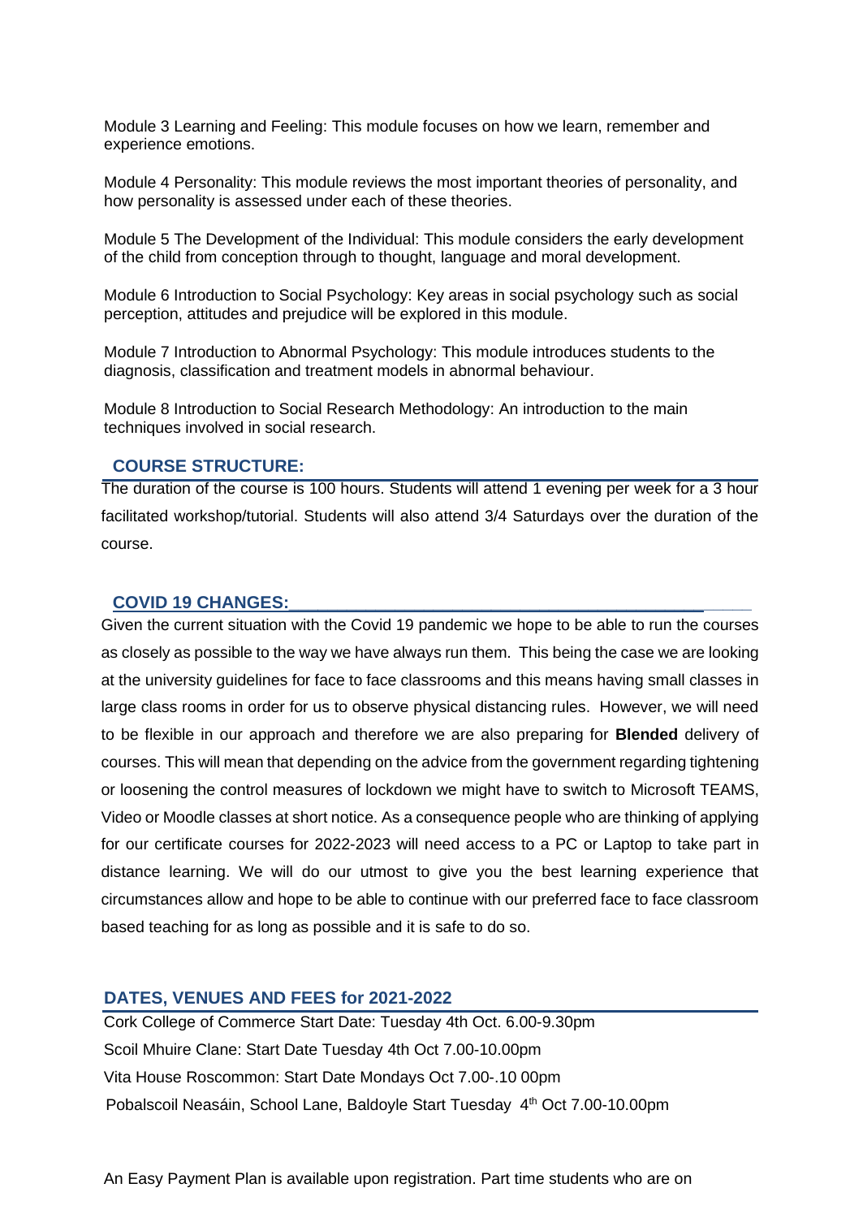Module 3 Learning and Feeling: This module focuses on how we learn, remember and experience emotions.

Module 4 Personality: This module reviews the most important theories of personality, and how personality is assessed under each of these theories.

Module 5 The Development of the Individual: This module considers the early development of the child from conception through to thought, language and moral development.

Module 6 Introduction to Social Psychology: Key areas in social psychology such as social perception, attitudes and prejudice will be explored in this module.

Module 7 Introduction to Abnormal Psychology: This module introduces students to the diagnosis, classification and treatment models in abnormal behaviour.

Module 8 Introduction to Social Research Methodology: An introduction to the main techniques involved in social research.

## COURSE STRUCTURE:

The duration of the course is 100 hours. Students will attend 1 evening per week for a 3 hour facilitated workshop/tutorial. Students will also attend 3/4 Saturdays over the duration of the course.

## COVID 19 CHANGES:

Given the current situation with the Covid 19 pandemic we hope to be able to run the courses as closely as possible to the way we have always run them. This being the case we are looking at the university guidelines for face to face classrooms and this means having small classes in large class rooms in order for us to observe physical distancing rules. However, we will need to be flexible in our approach and therefore we are also preparing for **Blended** delivery of courses. This will mean that depending on the advice from the government regarding tightening or loosening the control measures of lockdown we might have to switch to Microsoft TEAMS, Video or Moodle classes at short notice. As a consequence people who are thinking of applying for our certificate courses for 2022-2023 will need access to a PC or Laptop to take part in distance learning. We will do our utmost to give you the best learning experience that circumstances allow and hope to be able to continue with our preferred face to face classroom based teaching for as long as possible and it is safe to do so.

## DATES, VENUES AND FEES for 2021-2022

Cork College of Commerce Start Date: Tuesday 4th Oct. 6.00-9.30pm

Scoil Mhuire Clane: Start Date Tuesday 4th Oct 7.00-10.00pm

Vita House Roscommon: Start Date Mondays Oct 7.00-.10 00pm

Pobalscoil Neasáin, School Lane, Baldoyle Start Tuesday 4th Oct 7.00-10.00pm

An Easy Payment Plan is available upon registration. Part time students who are on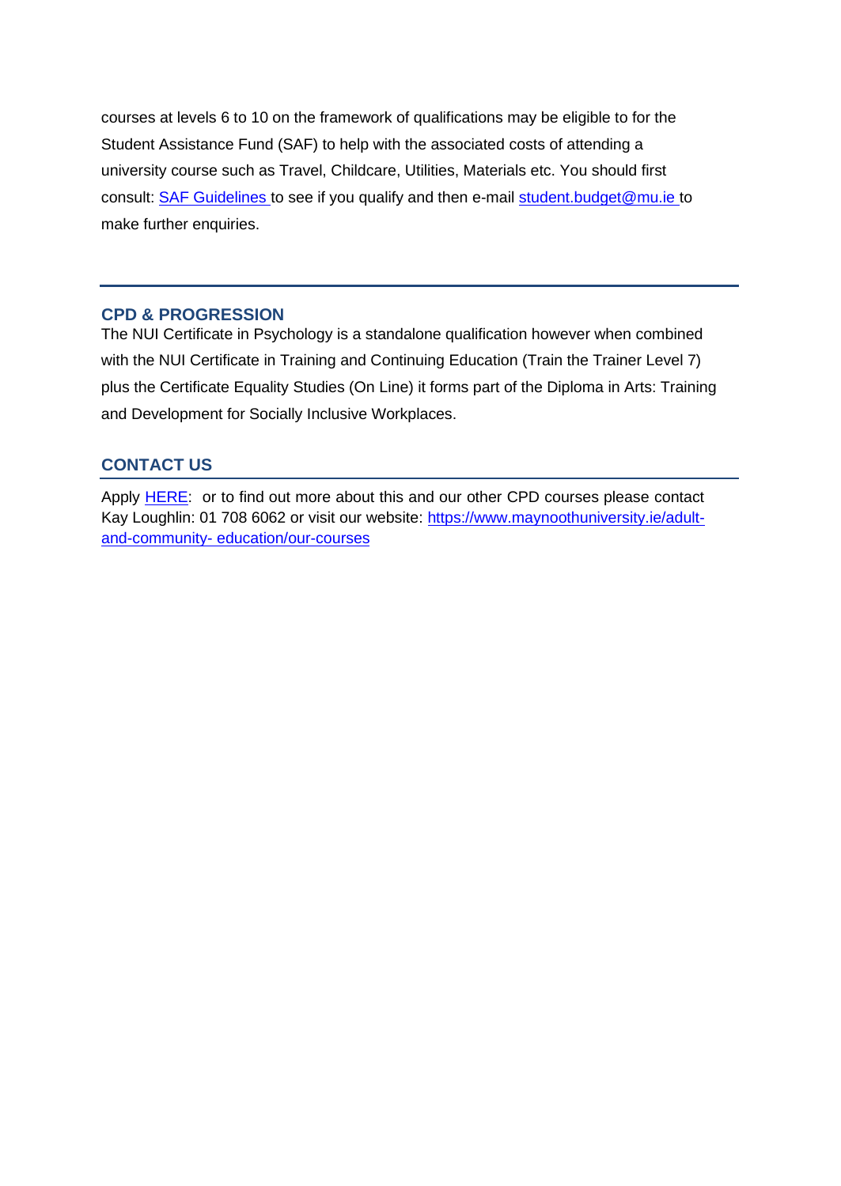courses at levels 6 to 10 on the framework of qualifications may be eligible to for the Student Assistance Fund (SAF) to help with the associated costs of attending a university course such as Travel, Childcare, Utilities, Materials etc. You should first consult: SAF Guidelines to see if you qualify and then e-mail student.budget@mu.ie to make further enquiries.

## CPD & PROGRESSION

The NUI Certificate in Psychology is a standalone qualification however when combined with the NUI Certificate in Training and Continuing Education (Train the Trainer Level 7) plus the Certificate Equality Studies (On Line) it forms part of the Diploma in Arts: Training and Development for Socially Inclusive Workplaces.

## CONTACT US

Apply HERE: or to find out more about this and our other CPD courses please contact Kay Loughlin: 01 708 6062 or visit our website: https://www.maynoothuniversity.ie/adult-and-community- education/our-courses